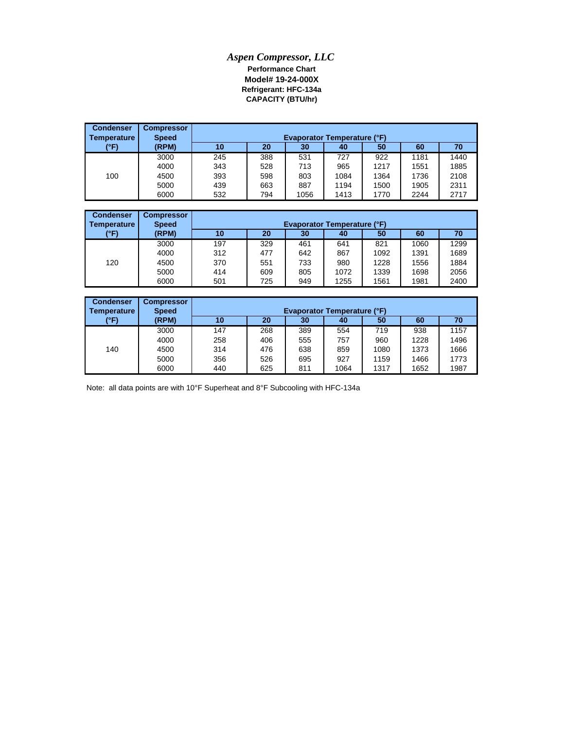# *Aspen Compressor, LLC*

**Performance Chart**

**Model# 19-24-000X**

**Refrigerant: HFC-134a**

**CAPACITY (BTU/hr)**

| Condenser Temperature (°F) | Compressor Speed (RPM) | Evaporator Temperature (°F) | | | | | | |
|---|---|---|---|---|---|---|---|---|
| | | 10 | 20 | 30 | 40 | 50 | 60 | 70 |
| 100 | 3000 | 245 | 388 | 531 | 727 | 922 | 1181 | 1440 |
| | 4000 | 343 | 528 | 713 | 965 | 1217 | 1551 | 1885 |
| | 4500 | 393 | 598 | 803 | 1084 | 1364 | 1736 | 2108 |
| | 5000 | 439 | 663 | 887 | 1194 | 1500 | 1905 | 2311 |
| | 6000 | 532 | 794 | 1056 | 1413 | 1770 | 2244 | 2717 |

| Condenser Temperature (°F) | Compressor Speed (RPM) | Evaporator Temperature (°F) | | | | | | |
|---|---|---|---|---|---|---|---|---|
| | | 10 | 20 | 30 | 40 | 50 | 60 | 70 |
| 120 | 3000 | 197 | 329 | 461 | 641 | 821 | 1060 | 1299 |
| | 4000 | 312 | 477 | 642 | 867 | 1092 | 1391 | 1689 |
| | 4500 | 370 | 551 | 733 | 980 | 1228 | 1556 | 1884 |
| | 5000 | 414 | 609 | 805 | 1072 | 1339 | 1698 | 2056 |
| | 6000 | 501 | 725 | 949 | 1255 | 1561 | 1981 | 2400 |

| Condenser Temperature (°F) | Compressor Speed (RPM) | Evaporator Temperature (°F) | | | | | | |
|---|---|---|---|---|---|---|---|---|
| | | 10 | 20 | 30 | 40 | 50 | 60 | 70 |
| 140 | 3000 | 147 | 268 | 389 | 554 | 719 | 938 | 1157 |
| | 4000 | 258 | 406 | 555 | 757 | 960 | 1228 | 1496 |
| | 4500 | 314 | 476 | 638 | 859 | 1080 | 1373 | 1666 |
| | 5000 | 356 | 526 | 695 | 927 | 1159 | 1466 | 1773 |
| | 6000 | 440 | 625 | 811 | 1064 | 1317 | 1652 | 1987 |

Note: all data points are with 10°F Superheat and 8°F Subcooling with HFC-134a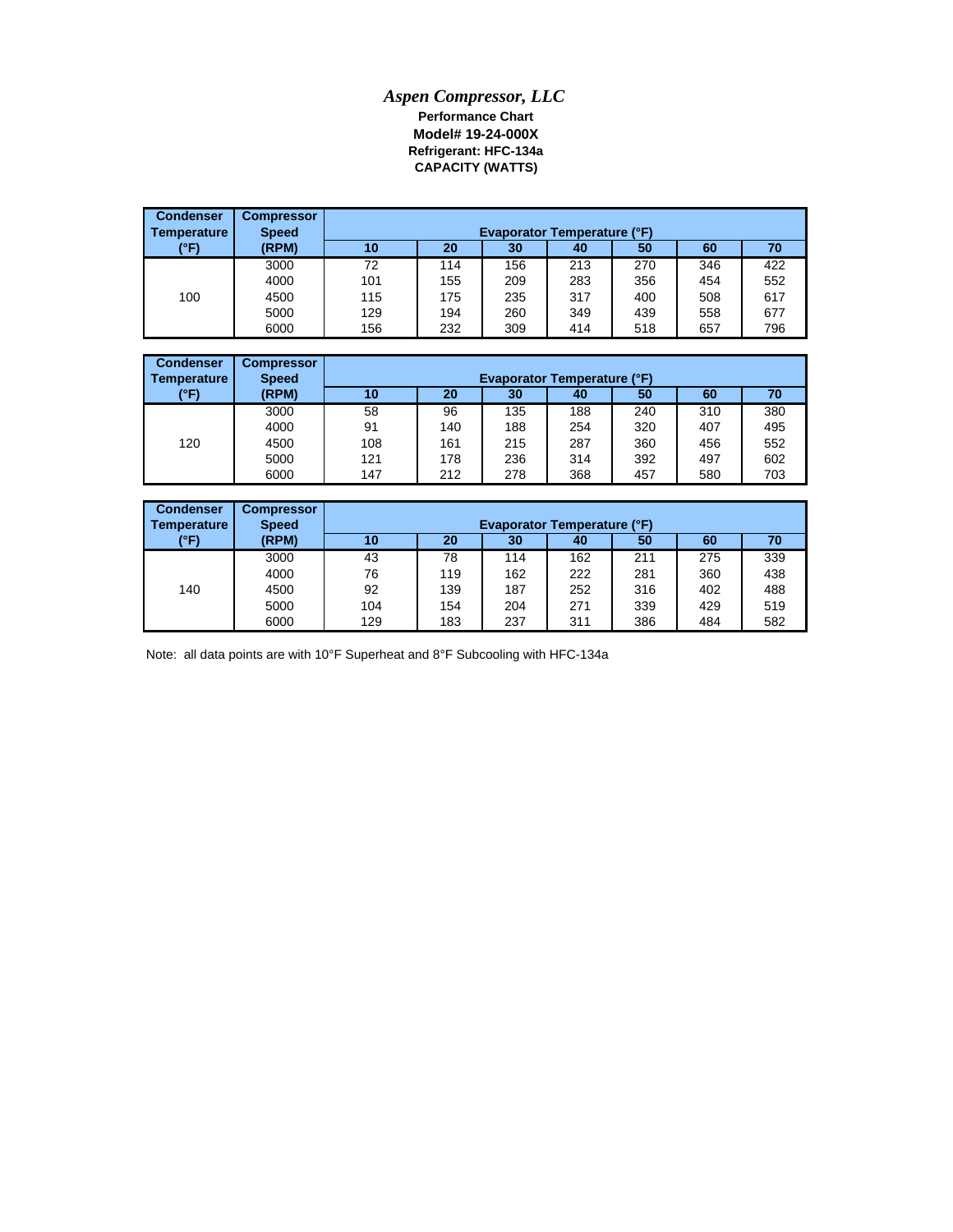# *Aspen Compressor, LLC*

**Performance Chart**
**Model# 19-24-000X**
**Refrigerant: HFC-134a**
**CAPACITY (WATTS)**

| Condenser Temperature (°F) | Compressor Speed (RPM) | Evaporator Temperature (°F) | | | | | | |
|---|---|---|---|---|---|---|---|---|
| | | 10 | 20 | 30 | 40 | 50 | 60 | 70 |
| 100 | 3000 | 72 | 114 | 156 | 213 | 270 | 346 | 422 |
| | 4000 | 101 | 155 | 209 | 283 | 356 | 454 | 552 |
| | 4500 | 115 | 175 | 235 | 317 | 400 | 508 | 617 |
| | 5000 | 129 | 194 | 260 | 349 | 439 | 558 | 677 |
| | 6000 | 156 | 232 | 309 | 414 | 518 | 657 | 796 |

| Condenser Temperature (°F) | Compressor Speed (RPM) | Evaporator Temperature (°F) | | | | | | |
|---|---|---|---|---|---|---|---|---|
| | | 10 | 20 | 30 | 40 | 50 | 60 | 70 |
| 120 | 3000 | 58 | 96 | 135 | 188 | 240 | 310 | 380 |
| | 4000 | 91 | 140 | 188 | 254 | 320 | 407 | 495 |
| | 4500 | 108 | 161 | 215 | 287 | 360 | 456 | 552 |
| | 5000 | 121 | 178 | 236 | 314 | 392 | 497 | 602 |
| | 6000 | 147 | 212 | 278 | 368 | 457 | 580 | 703 |

| Condenser Temperature (°F) | Compressor Speed (RPM) | Evaporator Temperature (°F) | | | | | | |
|---|---|---|---|---|---|---|---|---|
| | | 10 | 20 | 30 | 40 | 50 | 60 | 70 |
| 140 | 3000 | 43 | 78 | 114 | 162 | 211 | 275 | 339 |
| | 4000 | 76 | 119 | 162 | 222 | 281 | 360 | 438 |
| | 4500 | 92 | 139 | 187 | 252 | 316 | 402 | 488 |
| | 5000 | 104 | 154 | 204 | 271 | 339 | 429 | 519 |
| | 6000 | 129 | 183 | 237 | 311 | 386 | 484 | 582 |

Note: all data points are with 10°F Superheat and 8°F Subcooling with HFC-134a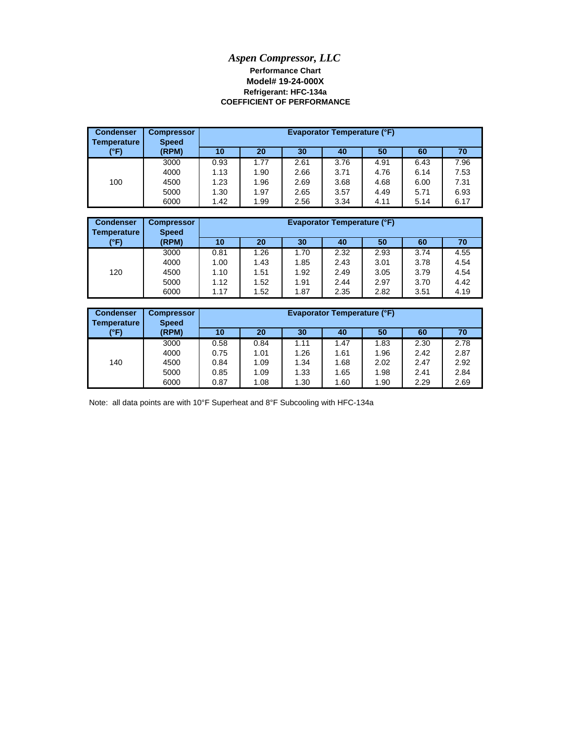# *Aspen Compressor, LLC*

**Performance Chart**

**Model# 19-24-000X**

**Refrigerant: HFC-134a**

**COEFFICIENT OF PERFORMANCE**

| Condenser Temperature (°F) | Compressor Speed (RPM) | Evaporator Temperature (°F) | | | | | | |
|---|---|---|---|---|---|---|---|---|
| | | 10 | 20 | 30 | 40 | 50 | 60 | 70 |
| 100 | 3000 | 0.93 | 1.77 | 2.61 | 3.76 | 4.91 | 6.43 | 7.96 |
| | 4000 | 1.13 | 1.90 | 2.66 | 3.71 | 4.76 | 6.14 | 7.53 |
| | 4500 | 1.23 | 1.96 | 2.69 | 3.68 | 4.68 | 6.00 | 7.31 |
| | 5000 | 1.30 | 1.97 | 2.65 | 3.57 | 4.49 | 5.71 | 6.93 |
| | 6000 | 1.42 | 1.99 | 2.56 | 3.34 | 4.11 | 5.14 | 6.17 |

| Condenser Temperature (°F) | Compressor Speed (RPM) | Evaporator Temperature (°F) | | | | | | |
|---|---|---|---|---|---|---|---|---|
| | | 10 | 20 | 30 | 40 | 50 | 60 | 70 |
| 120 | 3000 | 0.81 | 1.26 | 1.70 | 2.32 | 2.93 | 3.74 | 4.55 |
| | 4000 | 1.00 | 1.43 | 1.85 | 2.43 | 3.01 | 3.78 | 4.54 |
| | 4500 | 1.10 | 1.51 | 1.92 | 2.49 | 3.05 | 3.79 | 4.54 |
| | 5000 | 1.12 | 1.52 | 1.91 | 2.44 | 2.97 | 3.70 | 4.42 |
| | 6000 | 1.17 | 1.52 | 1.87 | 2.35 | 2.82 | 3.51 | 4.19 |

| Condenser Temperature (°F) | Compressor Speed (RPM) | Evaporator Temperature (°F) | | | | | | |
|---|---|---|---|---|---|---|---|---|
| | | 10 | 20 | 30 | 40 | 50 | 60 | 70 |
| 140 | 3000 | 0.58 | 0.84 | 1.11 | 1.47 | 1.83 | 2.30 | 2.78 |
| | 4000 | 0.75 | 1.01 | 1.26 | 1.61 | 1.96 | 2.42 | 2.87 |
| | 4500 | 0.84 | 1.09 | 1.34 | 1.68 | 2.02 | 2.47 | 2.92 |
| | 5000 | 0.85 | 1.09 | 1.33 | 1.65 | 1.98 | 2.41 | 2.84 |
| | 6000 | 0.87 | 1.08 | 1.30 | 1.60 | 1.90 | 2.29 | 2.69 |

Note: all data points are with 10°F Superheat and 8°F Subcooling with HFC-134a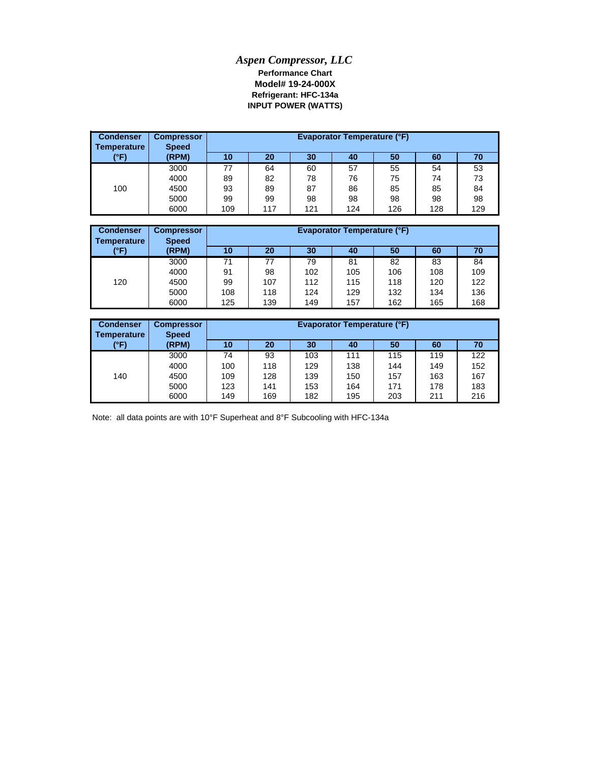*Aspen Compressor, LLC*

**Performance Chart**

**Model# 19-24-000X**

**Refrigerant: HFC-134a**

**INPUT POWER (WATTS)**

| Condenser Temperature (°F) | Compressor Speed (RPM) | Evaporator Temperature (°F) | | | | | | |
|---|---|---|---|---|---|---|---|---|
| | | 10 | 20 | 30 | 40 | 50 | 60 | 70 |
| 100 | 3000 | 77 | 64 | 60 | 57 | 55 | 54 | 53 |
| | 4000 | 89 | 82 | 78 | 76 | 75 | 74 | 73 |
| | 4500 | 93 | 89 | 87 | 86 | 85 | 85 | 84 |
| | 5000 | 99 | 99 | 98 | 98 | 98 | 98 | 98 |
| | 6000 | 109 | 117 | 121 | 124 | 126 | 128 | 129 |

| Condenser Temperature (°F) | Compressor Speed (RPM) | Evaporator Temperature (°F) | | | | | | |
|---|---|---|---|---|---|---|---|---|
| | | 10 | 20 | 30 | 40 | 50 | 60 | 70 |
| 120 | 3000 | 71 | 77 | 79 | 81 | 82 | 83 | 84 |
| | 4000 | 91 | 98 | 102 | 105 | 106 | 108 | 109 |
| | 4500 | 99 | 107 | 112 | 115 | 118 | 120 | 122 |
| | 5000 | 108 | 118 | 124 | 129 | 132 | 134 | 136 |
| | 6000 | 125 | 139 | 149 | 157 | 162 | 165 | 168 |

| Condenser Temperature (°F) | Compressor Speed (RPM) | Evaporator Temperature (°F) | | | | | | |
|---|---|---|---|---|---|---|---|---|
| | | 10 | 20 | 30 | 40 | 50 | 60 | 70 |
| 140 | 3000 | 74 | 93 | 103 | 111 | 115 | 119 | 122 |
| | 4000 | 100 | 118 | 129 | 138 | 144 | 149 | 152 |
| | 4500 | 109 | 128 | 139 | 150 | 157 | 163 | 167 |
| | 5000 | 123 | 141 | 153 | 164 | 171 | 178 | 183 |
| | 6000 | 149 | 169 | 182 | 195 | 203 | 211 | 216 |

Note: all data points are with 10°F Superheat and 8°F Subcooling with HFC-134a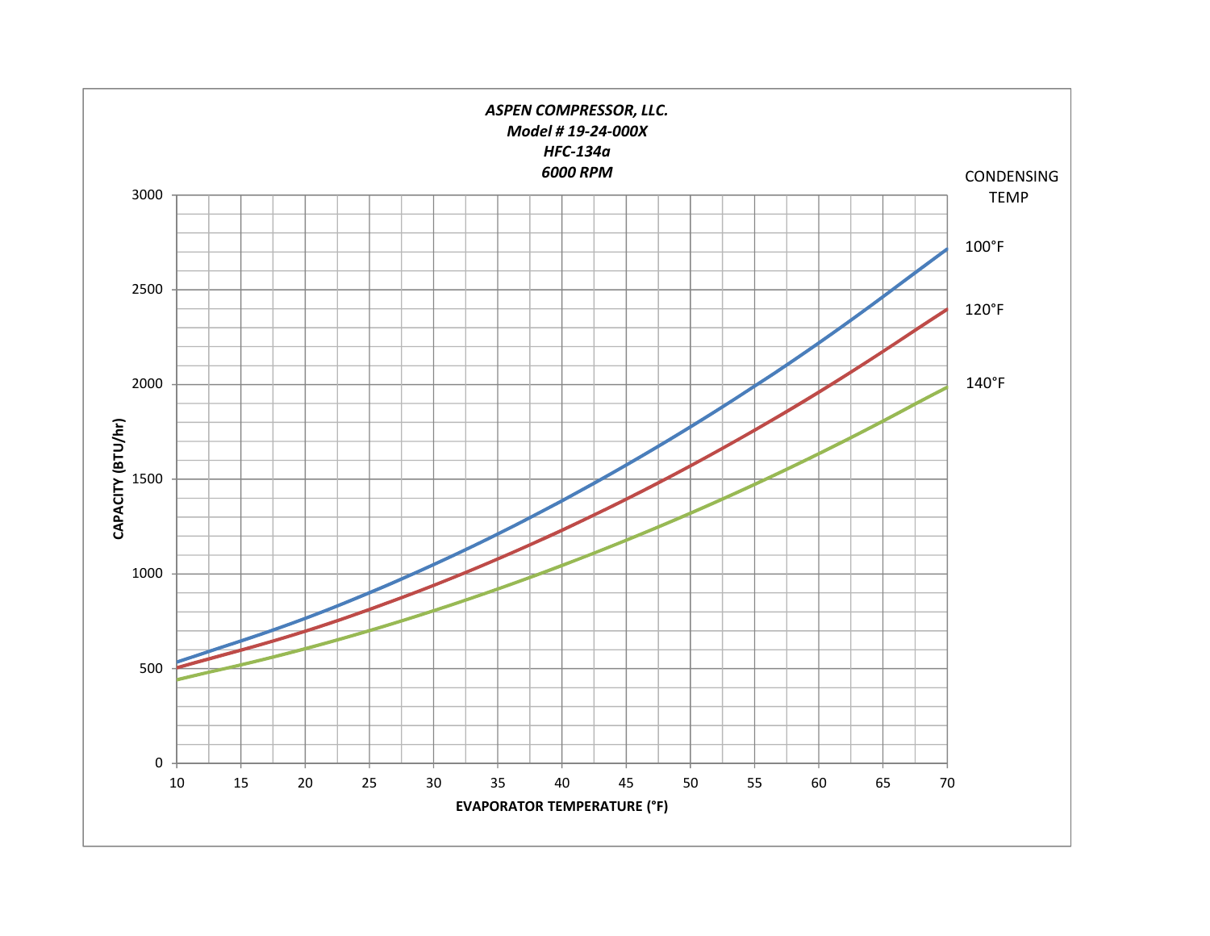*ASPEN COMPRESSOR, LLC.*
*Model # 19-24-000X*
*HFC-134a*
*6000 RPM*

CONDENSING TEMP

100°F

120°F

140°F

CAPACITY (BTU/hr)

3000
2500
2000
1500
1000
500
0

10 15 20 25 30 35 40 45 50 55 60 65 70

EVAPORATOR TEMPERATURE (°F)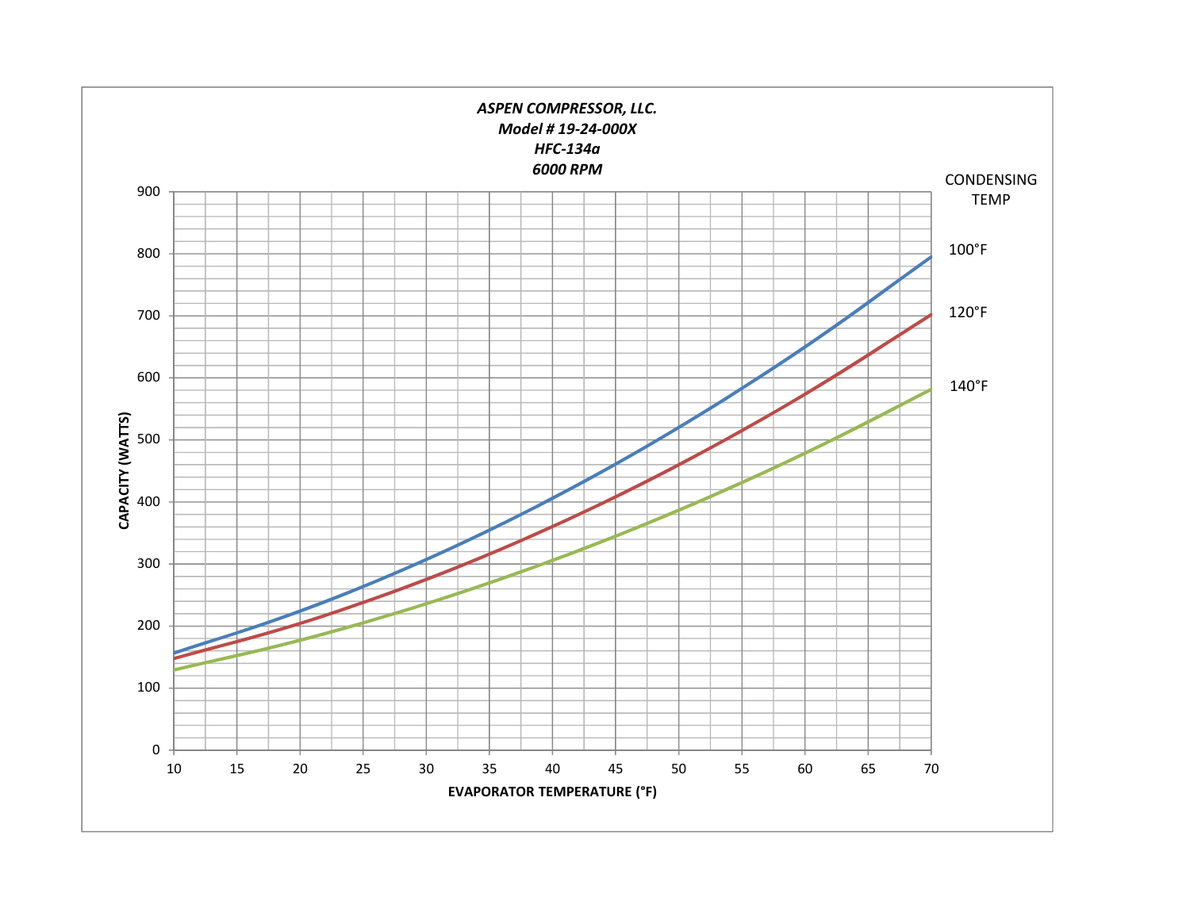***ASPEN COMPRESSOR, LLC.***
***Model # 19-24-000X***
***HFC-134a***
***6000 RPM***

CAPACITY (WATTS)

900
800
700
600
500
400
300
200
100
0

10 15 20 25 30 35 40 45 50 55 60 65 70

**EVAPORATOR TEMPERATURE (°F)**

CONDENSING TEMP

100°F

120°F

140°F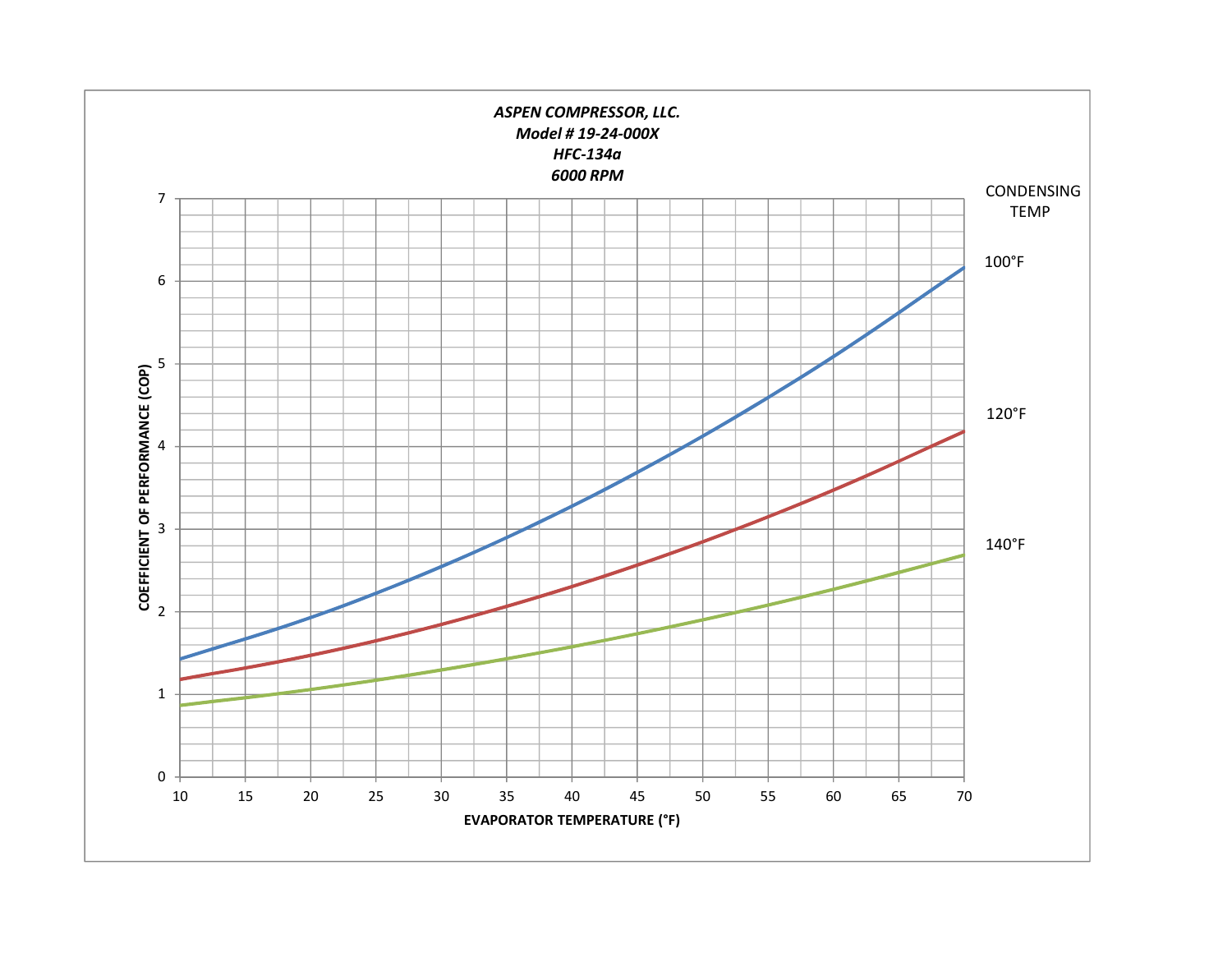*ASPEN COMPRESSOR, LLC.*
*Model # 19-24-000X*
*HFC-134a*
*6000 RPM*

CONDENSING TEMP

100°F

120°F

140°F

COEFFICIENT OF PERFORMANCE (COP)

0
1
2
3
4
5
6
7

10 15 20 25 30 35 40 45 50 55 60 65 70

EVAPORATOR TEMPERATURE (°F)